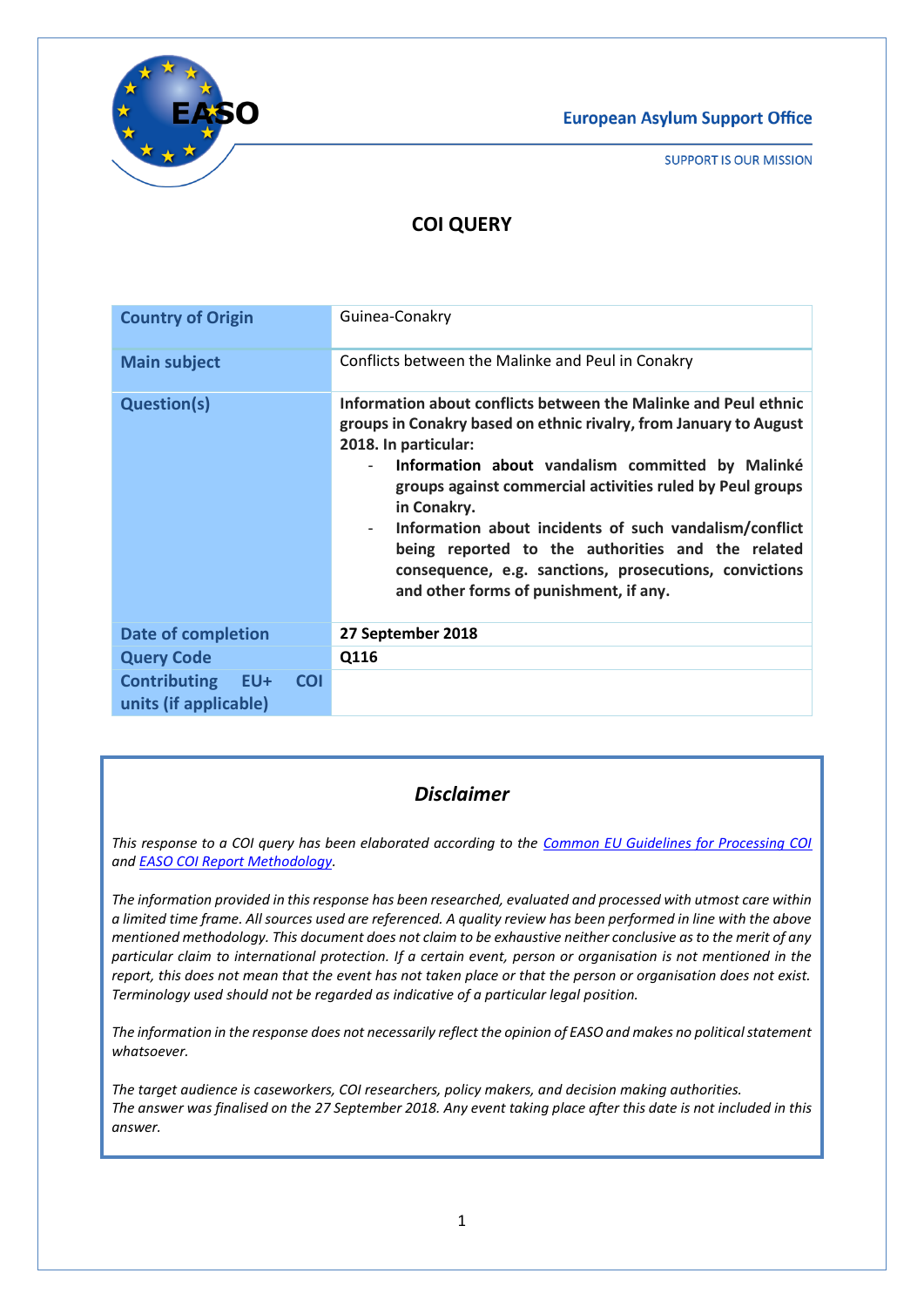European Asylum Support Office

SUPPORT IS OUR MISSION

# COI QUERY

| Country of Origin | Guinea-Conakry |
|---|---|
| Main subject | Conflicts between the Malinke and Peul in Conakry |
| Question(s) | **Information about conflicts between the Malinke and Peul ethnic groups in Conakry based on ethnic rivalry, from January to August 2018. In particular:**<br>- **Information about vandalism committed by Malinké groups against commercial activities ruled by Peul groups in Conakry.**<br>- **Information about incidents of such vandalism/conflict being reported to the authorities and the related consequence, e.g. sanctions, prosecutions, convictions and other forms of punishment, if any.** |
| Date of completion | **27 September 2018** |
| Query Code | **Q116** |
| Contributing EU+ COI units (if applicable) | |

## *Disclaimer*

*This response to a COI query has been elaborated according to the [Common EU Guidelines for Processing COI](#) and [EASO COI Report Methodology](#).*

*The information provided in this response has been researched, evaluated and processed with utmost care within a limited time frame. All sources used are referenced. A quality review has been performed in line with the above mentioned methodology. This document does not claim to be exhaustive neither conclusive as to the merit of any particular claim to international protection. If a certain event, person or organisation is not mentioned in the report, this does not mean that the event has not taken place or that the person or organisation does not exist. Terminology used should not be regarded as indicative of a particular legal position.*

*The information in the response does not necessarily reflect the opinion of EASO and makes no political statement whatsoever.*

*The target audience is caseworkers, COI researchers, policy makers, and decision making authorities.*
*The answer was finalised on the 27 September 2018. Any event taking place after this date is not included in this answer.*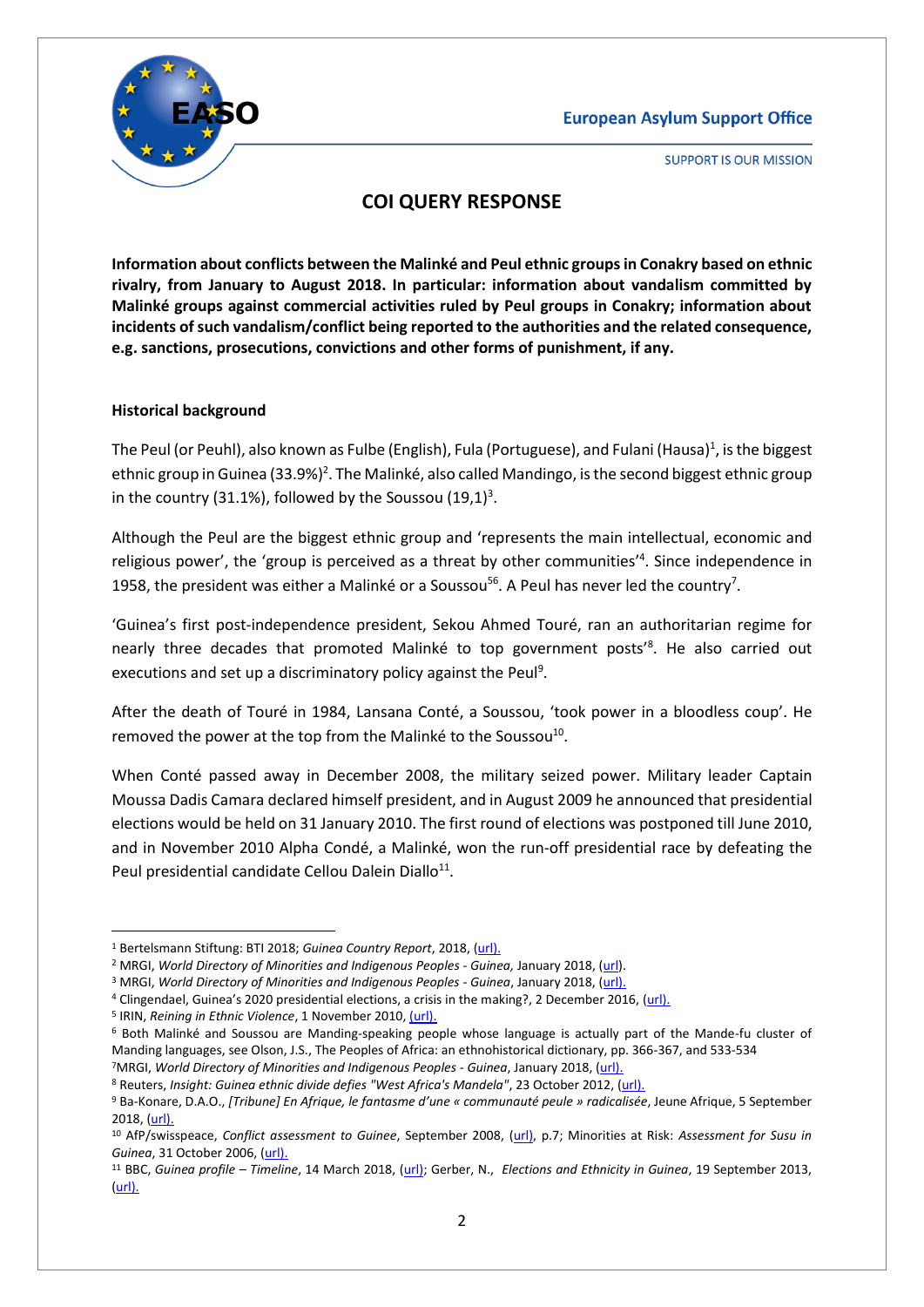# COI QUERY RESPONSE

**Information about conflicts between the Malinké and Peul ethnic groups in Conakry based on ethnic rivalry, from January to August 2018. In particular: information about vandalism committed by Malinké groups against commercial activities ruled by Peul groups in Conakry; information about incidents of such vandalism/conflict being reported to the authorities and the related consequence, e.g. sanctions, prosecutions, convictions and other forms of punishment, if any.**

## Historical background

The Peul (or Peuhl), also known as Fulbe (English), Fula (Portuguese), and Fulani (Hausa)[1], is the biggest ethnic group in Guinea (33.9%)[2]. The Malinké, also called Mandingo, is the second biggest ethnic group in the country (31.1%), followed by the Soussou (19,1)[3].

Although the Peul are the biggest ethnic group and 'represents the main intellectual, economic and religious power', the 'group is perceived as a threat by other communities'[4]. Since independence in 1958, the president was either a Malinké or a Soussou[5][6]. A Peul has never led the country[7].

'Guinea's first post-independence president, Sekou Ahmed Touré, ran an authoritarian regime for nearly three decades that promoted Malinké to top government posts'[8]. He also carried out executions and set up a discriminatory policy against the Peul[9].

After the death of Touré in 1984, Lansana Conté, a Soussou, 'took power in a bloodless coup'. He removed the power at the top from the Malinké to the Soussou[10].

When Conté passed away in December 2008, the military seized power. Military leader Captain Moussa Dadis Camara declared himself president, and in August 2009 he announced that presidential elections would be held on 31 January 2010. The first round of elections was postponed till June 2010, and in November 2010 Alpha Condé, a Malinké, won the run-off presidential race by defeating the Peul presidential candidate Cellou Dalein Diallo[11].

---

[1] Bertelsmann Stiftung: BTI 2018; *Guinea Country Report*, 2018, (url).

[2] MRGI, *World Directory of Minorities and Indigenous Peoples - Guinea,* January 2018, (url).

[3] MRGI, *World Directory of Minorities and Indigenous Peoples - Guinea*, January 2018, (url).

[4] Clingendael, Guinea's 2020 presidential elections, a crisis in the making?, 2 December 2016, (url).

[5] IRIN, *Reining in Ethnic Violence*, 1 November 2010, (url).

[6] Both Malinké and Soussou are Manding-speaking people whose language is actually part of the Mande-fu cluster of Manding languages, see Olson, J.S., The Peoples of Africa: an ethnohistorical dictionary, pp. 366-367, and 533-534

[7] MRGI, *World Directory of Minorities and Indigenous Peoples - Guinea*, January 2018, (url).

[8] Reuters, *Insight: Guinea ethnic divide defies "West Africa's Mandela"*, 23 October 2012, (url).

[9] Ba-Konare, D.A.O., *[Tribune] En Afrique, le fantasme d'une « communauté peule » radicalisée*, Jeune Afrique, 5 September 2018, (url).

[10] AfP/swisspeace, *Conflict assessment to Guinee*, September 2008, (url), p.7; Minorities at Risk: *Assessment for Susu in Guinea*, 31 October 2006, (url).

[11] BBC, *Guinea profile – Timeline*, 14 March 2018, (url); Gerber, N., *Elections and Ethnicity in Guinea*, 19 September 2013, (url).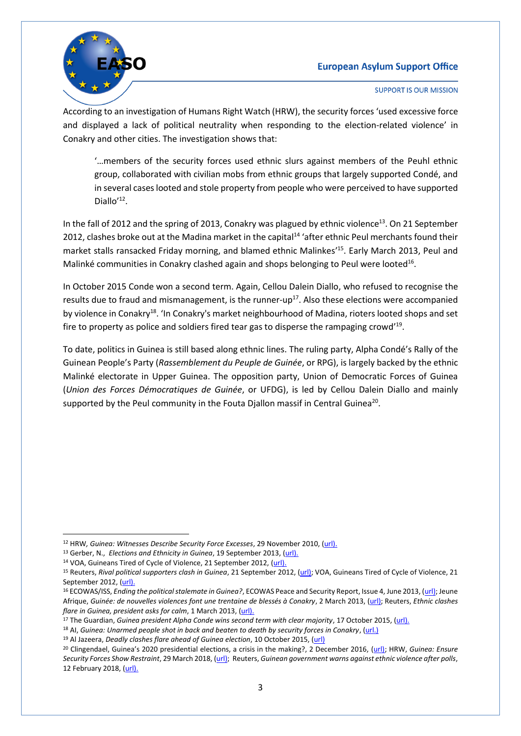According to an investigation of Humans Right Watch (HRW), the security forces 'used excessive force and displayed a lack of political neutrality when responding to the election-related violence' in Conakry and other cities. The investigation shows that:

> '…members of the security forces used ethnic slurs against members of the Peuhl ethnic group, collaborated with civilian mobs from ethnic groups that largely supported Condé, and in several cases looted and stole property from people who were perceived to have supported Diallo'[12].

In the fall of 2012 and the spring of 2013, Conakry was plagued by ethnic violence[13]. On 21 September 2012, clashes broke out at the Madina market in the capital[14] 'after ethnic Peul merchants found their market stalls ransacked Friday morning, and blamed ethnic Malinkes'[15]. Early March 2013, Peul and Malinké communities in Conakry clashed again and shops belonging to Peul were looted[16].

In October 2015 Conde won a second term. Again, Cellou Dalein Diallo, who refused to recognise the results due to fraud and mismanagement, is the runner-up[17]. Also these elections were accompanied by violence in Conakry[18]. 'In Conakry's market neighbourhood of Madina, rioters looted shops and set fire to property as police and soldiers fired tear gas to disperse the rampaging crowd'[19].

To date, politics in Guinea is still based along ethnic lines. The ruling party, Alpha Condé's Rally of the Guinean People's Party (*Rassemblement du Peuple de Guinée*, or RPG), is largely backed by the ethnic Malinké electorate in Upper Guinea. The opposition party, Union of Democratic Forces of Guinea (*Union des Forces Démocratiques de Guinée*, or UFDG), is led by Cellou Dalein Diallo and mainly supported by the Peul community in the Fouta Djallon massif in Central Guinea[20].

---

[12] HRW, *Guinea: Witnesses Describe Security Force Excesses*, 29 November 2010, (url).

[13] Gerber, N., *Elections and Ethnicity in Guinea*, 19 September 2013, (url).

[14] VOA, Guineans Tired of Cycle of Violence, 21 September 2012, (url).

[15] Reuters, *Rival political supporters clash in Guinea*, 21 September 2012, (url); VOA, Guineans Tired of Cycle of Violence, 21 September 2012, (url).

[16] ECOWAS/ISS, *Ending the political stalemate in Guinea?*, ECOWAS Peace and Security Report, Issue 4, June 2013, (url); Jeune Afrique, *Guinée: de nouvelles violences font une trentaine de blessés à Conakry*, 2 March 2013, (url); Reuters, *Ethnic clashes flare in Guinea, president asks for calm*, 1 March 2013, (url).

[17] The Guardian, *Guinea president Alpha Conde wins second term with clear majority*, 17 October 2015, (url).

[18] AI, *Guinea: Unarmed people shot in back and beaten to death by security forces in Conakry*, (url.)

[19] Al Jazeera, *Deadly clashes flare ahead of Guinea election*, 10 October 2015, (url)

[20] Clingendael, Guinea's 2020 presidential elections, a crisis in the making?, 2 December 2016, (url); HRW, *Guinea: Ensure Security Forces Show Restraint*, 29 March 2018, (url); Reuters, *Guinean government warns against ethnic violence after polls*, 12 February 2018, (url).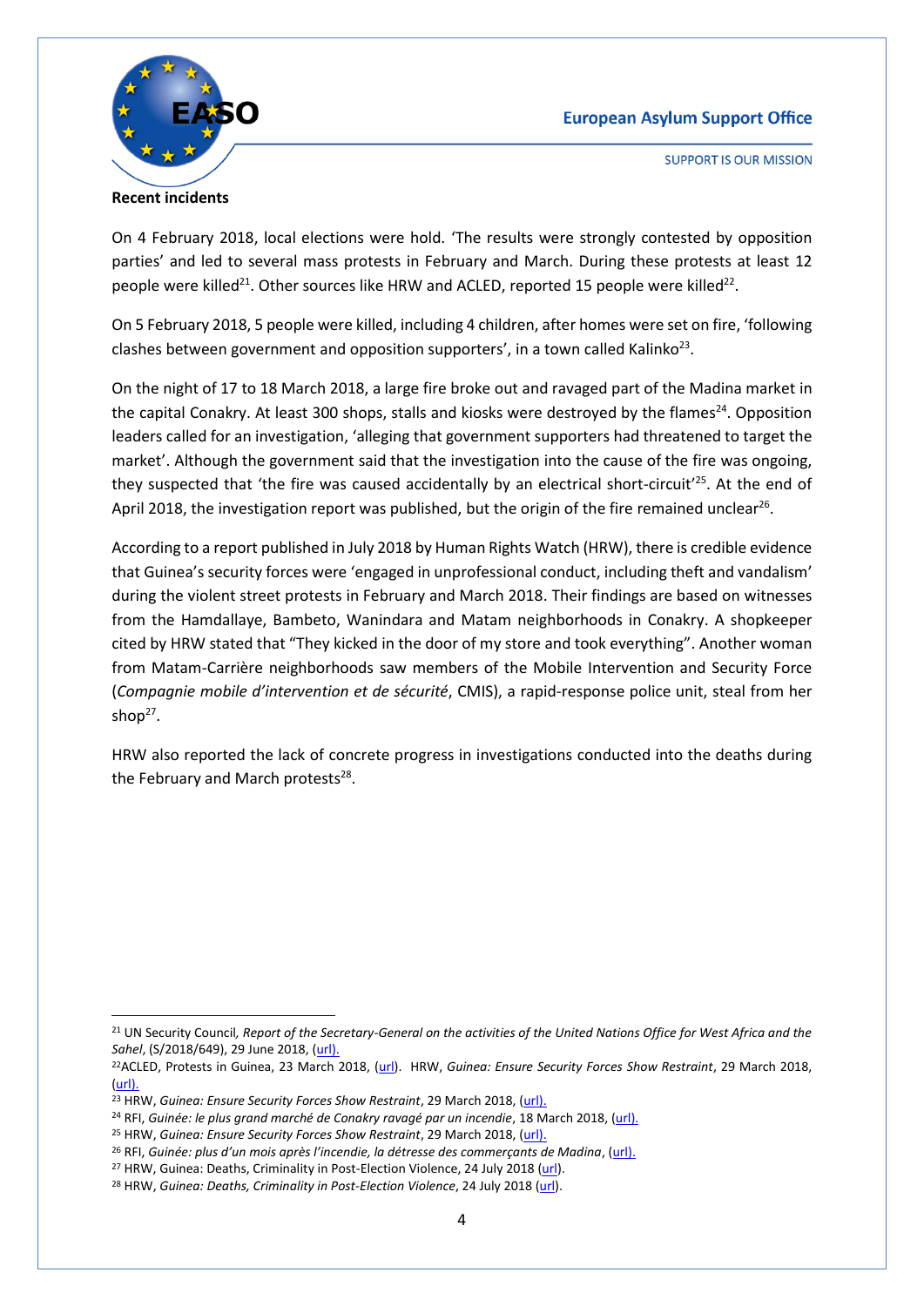**Recent incidents**

On 4 February 2018, local elections were hold. 'The results were strongly contested by opposition parties' and led to several mass protests in February and March. During these protests at least 12 people were killed[21]. Other sources like HRW and ACLED, reported 15 people were killed[22].

On 5 February 2018, 5 people were killed, including 4 children, after homes were set on fire, 'following clashes between government and opposition supporters', in a town called Kalinko[23].

On the night of 17 to 18 March 2018, a large fire broke out and ravaged part of the Madina market in the capital Conakry. At least 300 shops, stalls and kiosks were destroyed by the flames[24]. Opposition leaders called for an investigation, 'alleging that government supporters had threatened to target the market'. Although the government said that the investigation into the cause of the fire was ongoing, they suspected that 'the fire was caused accidentally by an electrical short-circuit'[25]. At the end of April 2018, the investigation report was published, but the origin of the fire remained unclear[26].

According to a report published in July 2018 by Human Rights Watch (HRW), there is credible evidence that Guinea's security forces were 'engaged in unprofessional conduct, including theft and vandalism' during the violent street protests in February and March 2018. Their findings are based on witnesses from the Hamdallaye, Bambeto, Wanindara and Matam neighborhoods in Conakry. A shopkeeper cited by HRW stated that "They kicked in the door of my store and took everything". Another woman from Matam-Carrière neighborhoods saw members of the Mobile Intervention and Security Force (*Compagnie mobile d'intervention et de sécurité*, CMIS), a rapid-response police unit, steal from her shop[27].

HRW also reported the lack of concrete progress in investigations conducted into the deaths during the February and March protests[28].

---

[21] UN Security Council, *Report of the Secretary-General on the activities of the United Nations Office for West Africa and the Sahel*, (S/2018/649), 29 June 2018, (url).

[22] ACLED, Protests in Guinea, 23 March 2018, (url). HRW, *Guinea: Ensure Security Forces Show Restraint*, 29 March 2018, (url).

[23] HRW, *Guinea: Ensure Security Forces Show Restraint*, 29 March 2018, (url).

[24] RFI, *Guinée: le plus grand marché de Conakry ravagé par un incendie*, 18 March 2018, (url).

[25] HRW, *Guinea: Ensure Security Forces Show Restraint*, 29 March 2018, (url).

[26] RFI, *Guinée: plus d'un mois après l'incendie, la détresse des commerçants de Madina*, (url).

[27] HRW, Guinea: Deaths, Criminality in Post-Election Violence, 24 July 2018 (url).

[28] HRW, *Guinea: Deaths, Criminality in Post-Election Violence*, 24 July 2018 (url).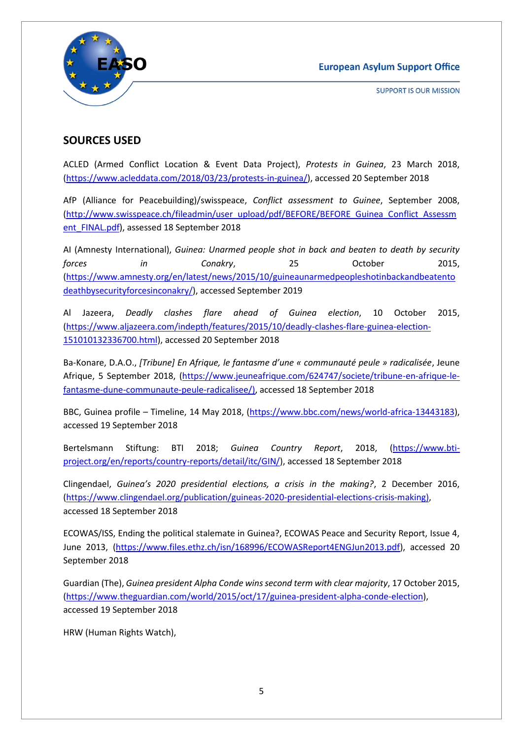## SOURCES USED

ACLED (Armed Conflict Location & Event Data Project), *Protests in Guinea*, 23 March 2018, (https://www.acleddata.com/2018/03/23/protests-in-guinea/), accessed 20 September 2018

AfP (Alliance for Peacebuilding)/swisspeace, *Conflict assessment to Guinee*, September 2008, (http://www.swisspeace.ch/fileadmin/user_upload/pdf/BEFORE/BEFORE_Guinea_Conflict_Assessment_FINAL.pdf), assessed 18 September 2018

AI (Amnesty International), *Guinea: Unarmed people shot in back and beaten to death by security forces in Conakry*, 25 October 2015, (https://www.amnesty.org/en/latest/news/2015/10/guineaunarmedpeopleshotinbackandbeatentodeathbysecurityforcesinconakry/), accessed September 2019

Al Jazeera, *Deadly clashes flare ahead of Guinea election*, 10 October 2015, (https://www.aljazeera.com/indepth/features/2015/10/deadly-clashes-flare-guinea-election-151010132336700.html), accessed 20 September 2018

Ba-Konare, D.A.O., *[Tribune] En Afrique, le fantasme d'une « communauté peule » radicalisée*, Jeune Afrique, 5 September 2018, (https://www.jeuneafrique.com/624747/societe/tribune-en-afrique-le-fantasme-dune-communaute-peule-radicalisee/), accessed 18 September 2018

BBC, Guinea profile – Timeline, 14 May 2018, (https://www.bbc.com/news/world-africa-13443183), accessed 19 September 2018

Bertelsmann Stiftung: BTI 2018; *Guinea Country Report*, 2018, (https://www.bti-project.org/en/reports/country-reports/detail/itc/GIN/), accessed 18 September 2018

Clingendael, *Guinea's 2020 presidential elections, a crisis in the making?*, 2 December 2016, (https://www.clingendael.org/publication/guineas-2020-presidential-elections-crisis-making), accessed 18 September 2018

ECOWAS/ISS, Ending the political stalemate in Guinea?, ECOWAS Peace and Security Report, Issue 4, June 2013, (https://www.files.ethz.ch/isn/168996/ECOWASReport4ENGJun2013.pdf), accessed 20 September 2018

Guardian (The), *Guinea president Alpha Conde wins second term with clear majority*, 17 October 2015, (https://www.theguardian.com/world/2015/oct/17/guinea-president-alpha-conde-election), accessed 19 September 2018

HRW (Human Rights Watch),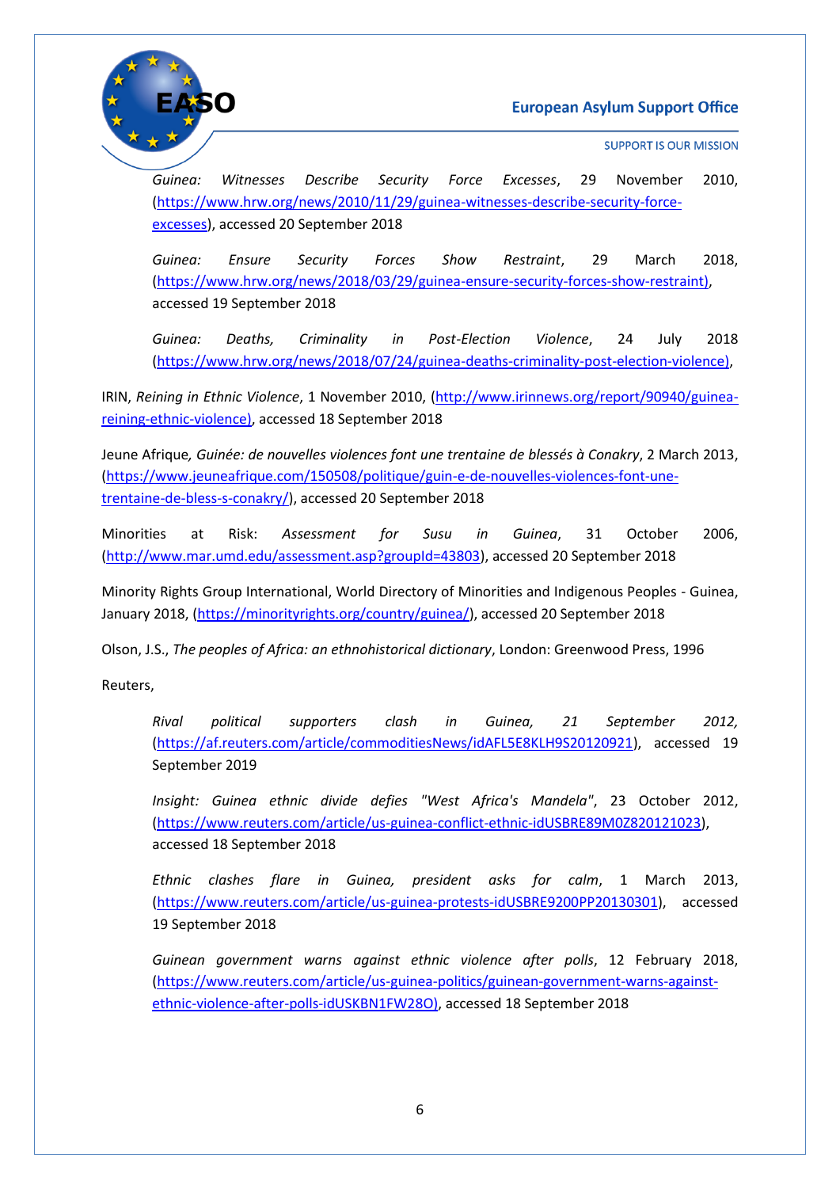*Guinea: Witnesses Describe Security Force Excesses*, 29 November 2010, (https://www.hrw.org/news/2010/11/29/guinea-witnesses-describe-security-force-excesses), accessed 20 September 2018

*Guinea: Ensure Security Forces Show Restraint*, 29 March 2018, (https://www.hrw.org/news/2018/03/29/guinea-ensure-security-forces-show-restraint), accessed 19 September 2018

*Guinea: Deaths, Criminality in Post-Election Violence*, 24 July 2018 (https://www.hrw.org/news/2018/07/24/guinea-deaths-criminality-post-election-violence),

IRIN, *Reining in Ethnic Violence*, 1 November 2010, (http://www.irinnews.org/report/90940/guinea-reining-ethnic-violence), accessed 18 September 2018

Jeune Afrique*, Guinée: de nouvelles violences font une trentaine de blessés à Conakry*, 2 March 2013, (https://www.jeuneafrique.com/150508/politique/guin-e-de-nouvelles-violences-font-une-trentaine-de-bless-s-conakry/), accessed 20 September 2018

Minorities at Risk: *Assessment for Susu in Guinea*, 31 October 2006, (http://www.mar.umd.edu/assessment.asp?groupId=43803), accessed 20 September 2018

Minority Rights Group International, World Directory of Minorities and Indigenous Peoples - Guinea, January 2018, (https://minorityrights.org/country/guinea/), accessed 20 September 2018

Olson, J.S., *The peoples of Africa: an ethnohistorical dictionary*, London: Greenwood Press, 1996

Reuters,

*Rival political supporters clash in Guinea, 21 September 2012,* (https://af.reuters.com/article/commoditiesNews/idAFL5E8KLH9S20120921), accessed 19 September 2019

*Insight: Guinea ethnic divide defies "West Africa's Mandela"*, 23 October 2012, (https://www.reuters.com/article/us-guinea-conflict-ethnic-idUSBRE89M0Z820121023), accessed 18 September 2018

*Ethnic clashes flare in Guinea, president asks for calm*, 1 March 2013, (https://www.reuters.com/article/us-guinea-protests-idUSBRE9200PP20130301), accessed 19 September 2018

*Guinean government warns against ethnic violence after polls*, 12 February 2018, (https://www.reuters.com/article/us-guinea-politics/guinean-government-warns-against-ethnic-violence-after-polls-idUSKBN1FW28O), accessed 18 September 2018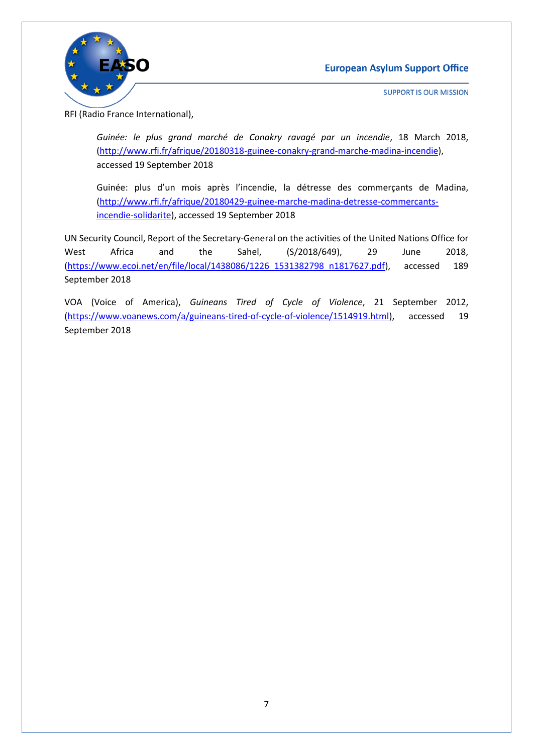RFI (Radio France International),

> *Guinée: le plus grand marché de Conakry ravagé par un incendie*, 18 March 2018, (http://www.rfi.fr/afrique/20180318-guinee-conakry-grand-marche-madina-incendie), accessed 19 September 2018
>
> Guinée: plus d'un mois après l'incendie, la détresse des commerçants de Madina, (http://www.rfi.fr/afrique/20180429-guinee-marche-madina-detresse-commercants-incendie-solidarite), accessed 19 September 2018

UN Security Council, Report of the Secretary-General on the activities of the United Nations Office for West Africa and the Sahel, (S/2018/649), 29 June 2018, (https://www.ecoi.net/en/file/local/1438086/1226_1531382798_n1817627.pdf), accessed 189 September 2018

VOA (Voice of America), *Guineans Tired of Cycle of Violence*, 21 September 2012, (https://www.voanews.com/a/guineans-tired-of-cycle-of-violence/1514919.html), accessed 19 September 2018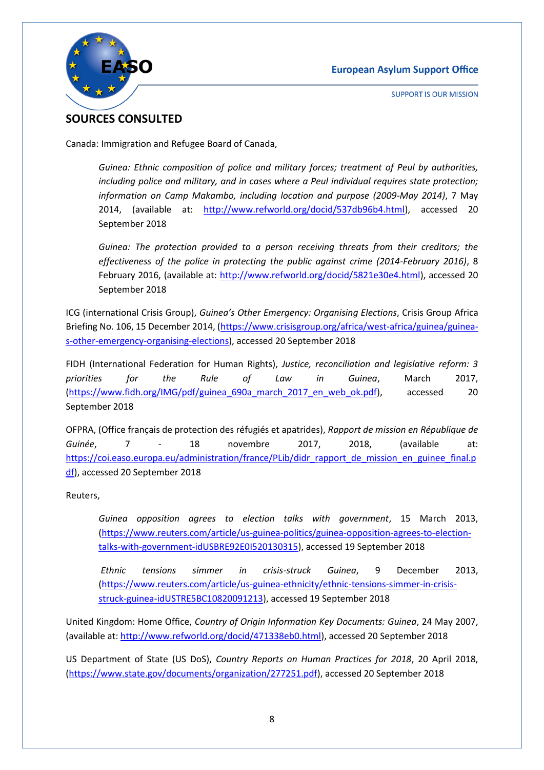## SOURCES CONSULTED

Canada: Immigration and Refugee Board of Canada,

> *Guinea: Ethnic composition of police and military forces; treatment of Peul by authorities, including police and military, and in cases where a Peul individual requires state protection; information on Camp Makambo, including location and purpose (2009-May 2014)*, 7 May 2014, (available at: http://www.refworld.org/docid/537db96b4.html), accessed 20 September 2018
>
> *Guinea: The protection provided to a person receiving threats from their creditors; the effectiveness of the police in protecting the public against crime (2014-February 2016)*, 8 February 2016, (available at: http://www.refworld.org/docid/5821e30e4.html), accessed 20 September 2018

ICG (international Crisis Group), *Guinea's Other Emergency: Organising Elections*, Crisis Group Africa Briefing No. 106, 15 December 2014, (https://www.crisisgroup.org/africa/west-africa/guinea/guinea-s-other-emergency-organising-elections), accessed 20 September 2018

FIDH (International Federation for Human Rights), *Justice, reconciliation and legislative reform: 3 priorities for the Rule of Law in Guinea*, March 2017, (https://www.fidh.org/IMG/pdf/guinea_690a_march_2017_en_web_ok.pdf), accessed 20 September 2018

OFPRA, (Office français de protection des réfugiés et apatrides), *Rapport de mission en République de Guinée*, 7 - 18 novembre 2017, 2018, (available at: https://coi.easo.europa.eu/administration/france/PLib/didr_rapport_de_mission_en_guinee_final.pdf), accessed 20 September 2018

Reuters,

> *Guinea opposition agrees to election talks with government*, 15 March 2013, (https://www.reuters.com/article/us-guinea-politics/guinea-opposition-agrees-to-election-talks-with-government-idUSBRE92E0I520130315), accessed 19 September 2018
>
> *Ethnic tensions simmer in crisis-struck Guinea*, 9 December 2013, (https://www.reuters.com/article/us-guinea-ethnicity/ethnic-tensions-simmer-in-crisis-struck-guinea-idUSTRE5BC10820091213), accessed 19 September 2018

United Kingdom: Home Office, *Country of Origin Information Key Documents: Guinea*, 24 May 2007, (available at: http://www.refworld.org/docid/471338eb0.html), accessed 20 September 2018

US Department of State (US DoS), *Country Reports on Human Practices for 2018*, 20 April 2018, (https://www.state.gov/documents/organization/277251.pdf), accessed 20 September 2018